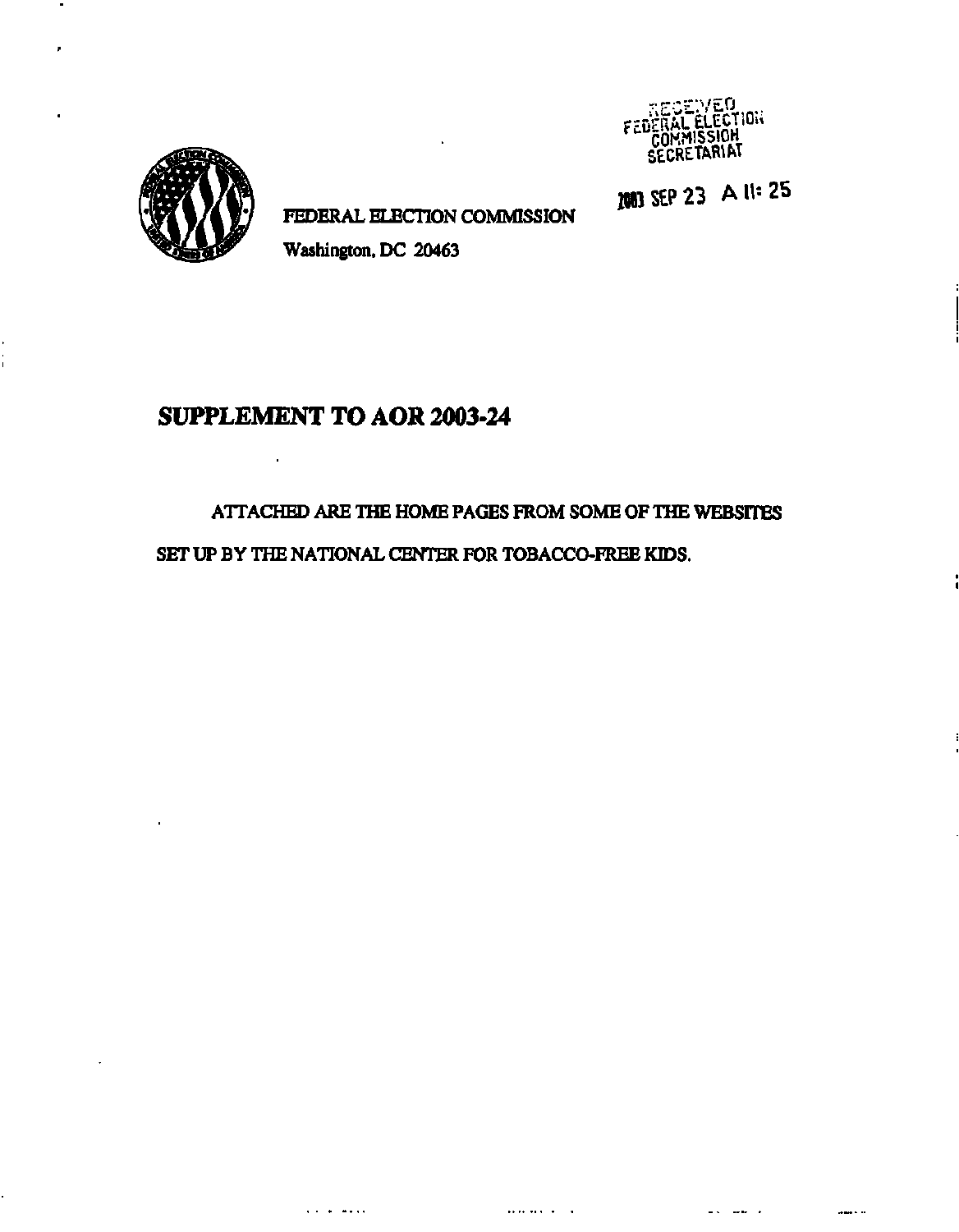RECEIVED
FEDERAL ELECTION
COMMISSION
SECRETARIAT

2003 SEP 23 A 11: 25

FEDERAL ELECTION COMMISSION

Washington, DC 20463

# SUPPLEMENT TO AOR 2003-24

ATTACHED ARE THE HOME PAGES FROM SOME OF THE WEBSITES SET UP BY THE NATIONAL CENTER FOR TOBACCO-FREE KIDS.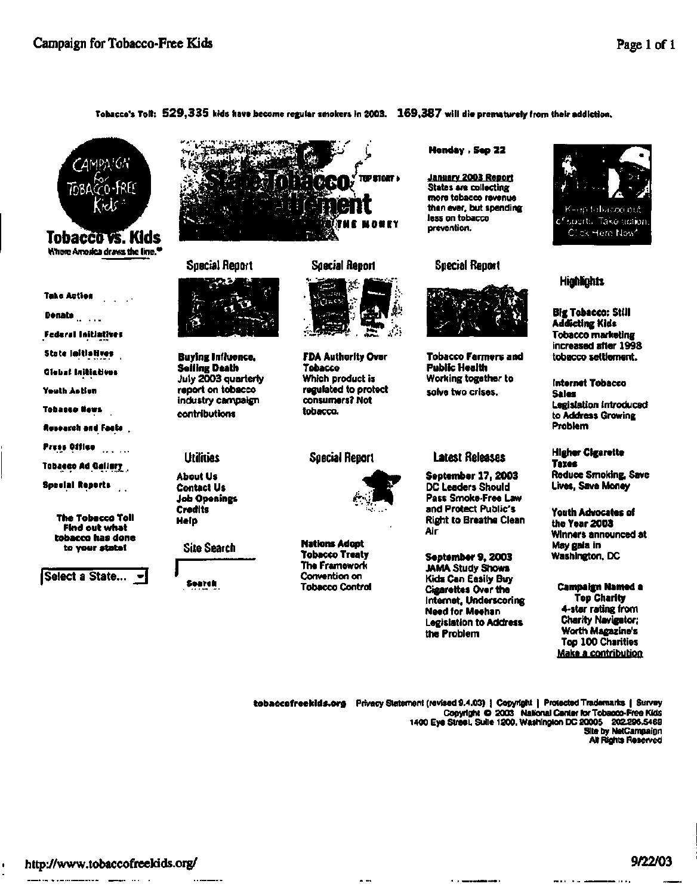Tobacco's Toll: 529,335 kids have become regular smokers in 2003. 169,387 will die prematurely from their addiction.

# Tobacco vs. Kids

Where America draws the line.®

State Tobacco Settlement — TOP STORY › — THE MONEY

Monday , Sep 22

January 2003 Report
States are collecting more tobacco revenue than ever, but spending less on tobacco prevention.

Keep tobacco out of sports. Take action. Click Here Now*

- Take Action
- Donate
- Federal Initiatives
- State Initiatives
- Global Initiatives
- Youth Action
- Tobacco News
- Research and Facts
- Press Office
- Tobacco Ad Gallery
- Special Reports

**The Tobacco Toll**
**Find out what tobacco has done to your state!**

Select a State...

## Special Report

**Buying Influence, Selling Death**
July 2003 quarterly report on tobacco industry campaign contributions

## Special Report

**FDA Authority Over Tobacco**
Which product is regulated to protect consumers? Not tobacco.

## Special Report

**Tobacco Farmers and Public Health**
Working together to solve two crises.

## Highlights

**Big Tobacco: Still Addicting Kids**
Tobacco marketing increased after 1998 tobacco settlement.

**Internet Tobacco Sales**
Legislation introduced to Address Growing Problem

**Higher Cigarette Taxes**
Reduce Smoking, Save Lives, Save Money

**Youth Advocates of the Year 2003**
Winners announced at May gala in Washington, DC

**Campaign Named a Top Charity**
4-star rating from Charity Navigator; Worth Magazine's Top 100 Charities
Make a contribution

## Utilities

- About Us
- Contact Us
- Job Openings
- Credits
- Help

## Site Search

Search

## Special Report

**Nations Adopt Tobacco Treaty**
The Framework Convention on Tobacco Control

## Latest Releases

**September 17, 2003**
DC Leaders Should Pass Smoke-Free Law and Protect Public's Right to Breathe Clean Air

**September 9, 2003**
JAMA Study Shows Kids Can Easily Buy Cigarettes Over the Internet, Underscoring Need for Meehan Legislation to Address the Problem

tobaccofreekids.org Privacy Statement (revised 9.4.03) | Copyright | Protected Trademarks | Survey
Copyright © 2003 National Center for Tobacco-Free Kids
1400 Eye Street, Suite 1200, Washington DC 20005 202.296.5469
Site by NetCampaign
All Rights Reserved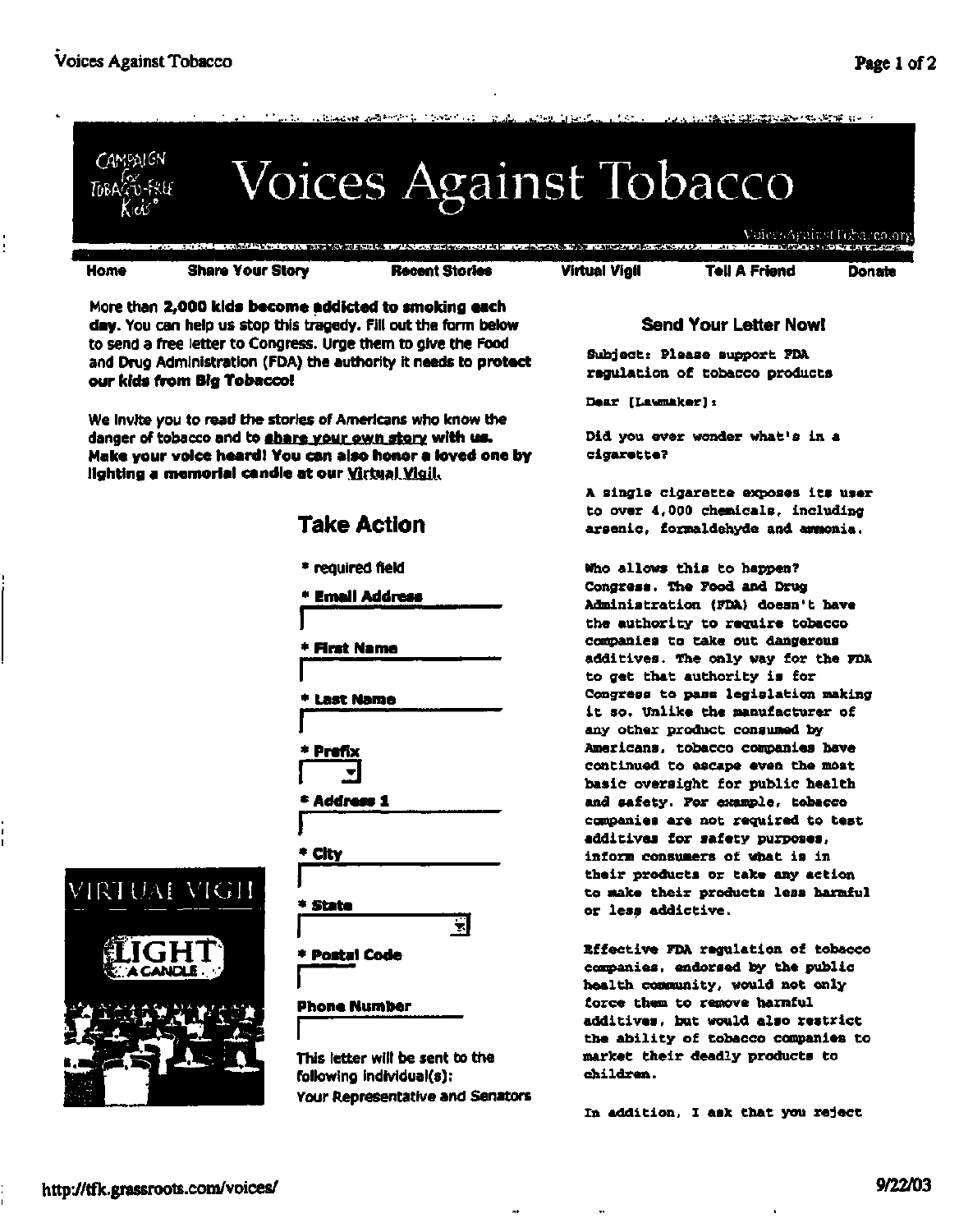# Voices Against Tobacco

CAMPAIGN for TOBACCO-FREE Kids®

VoicesAgainstTobacco.org

Home | Share Your Story | Recent Stories | Virtual Vigil | Tell A Friend | Donate

**More than 2,000 kids become addicted to smoking each day.** You can help us stop this tragedy. Fill out the form below to send a free letter to Congress. Urge them to give the Food and Drug Administration (FDA) the authority it needs to **protect our kids from Big Tobacco!**

We invite you to read the stories of Americans who know the danger of tobacco and to **share your own story with us. Make your voice heard! You can also honor a loved one by lighting a memorial candle at our Virtual Vigil.**

## Take Action

\* required field

**\* Email Address**

**\* First Name**

**\* Last Name**

**\* Prefix**

**\* Address 1**

**\* City**

**\* State**

**\* Postal Code**

**Phone Number**

This letter will be sent to the following individual(s):
Your Representative and Senators

VIRTUAL VIGIL

LIGHT A CANDLE

### Send Your Letter Now!

Subject: Please support FDA regulation of tobacco products

Dear [Lawmaker]:

Did you ever wonder what's in a cigarette?

A single cigarette exposes its user to over 4,000 chemicals, including arsenic, formaldehyde and ammonia.

Who allows this to happen? Congress. The Food and Drug Administration (FDA) doesn't have the authority to require tobacco companies to take out dangerous additives. The only way for the FDA to get that authority is for Congress to pass legislation making it so. Unlike the manufacturer of any other product consumed by Americans, tobacco companies have continued to escape even the most basic oversight for public health and safety. For example, tobacco companies are not required to test additives for safety purposes, inform consumers of what is in their products or take any action to make their products less harmful or less addictive.

Effective FDA regulation of tobacco companies, endorsed by the public health community, would not only force them to remove harmful additives, but would also restrict the ability of tobacco companies to market their deadly products to children.

In addition, I ask that you reject

http://tfk.grassroots.com/voices/ 9/22/03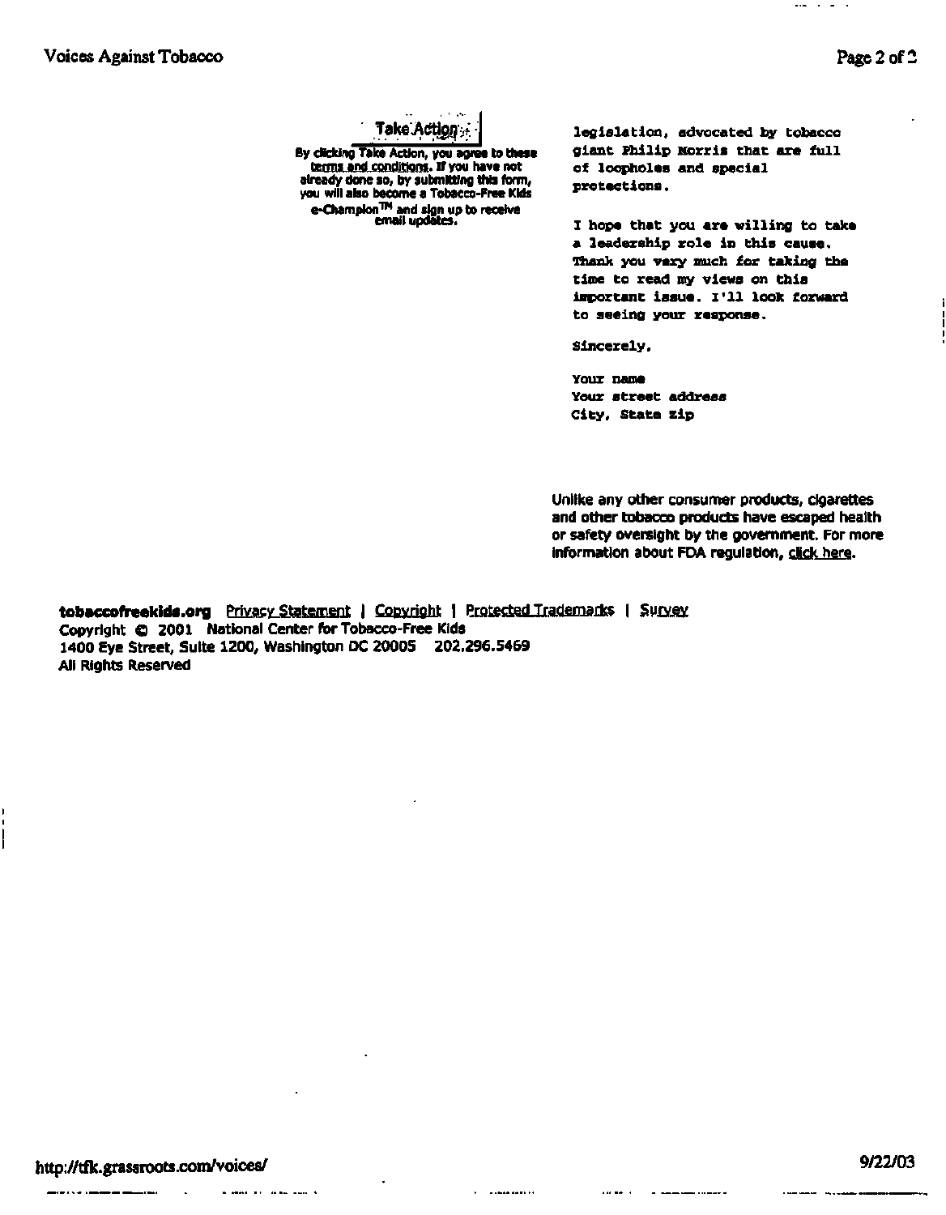legislation, advocated by tobacco giant Philip Morris that are full of loopholes and special protections.

I hope that you are willing to take a leadership role in this cause. Thank you very much for taking the time to read my views on this important issue. I'll look forward to seeing your response.

Sincerely,

Your name
Your street address
City, State Zip

Take Action

By clicking Take Action, you agree to these terms and conditions. If you have not already done so, by submitting this form, you will also become a Tobacco-Free Kids e-Champion™ and sign up to receive email updates.

Unlike any other consumer products, cigarettes and other tobacco products have escaped health or safety oversight by the government. For more information about FDA regulation, click here.

**tobaccofreekids.org** Privacy Statement | Copyright | Protected Trademarks | Survey
Copyright © 2001 National Center for Tobacco-Free Kids
1400 Eye Street, Suite 1200, Washington DC 20005 202.296.5469
All Rights Reserved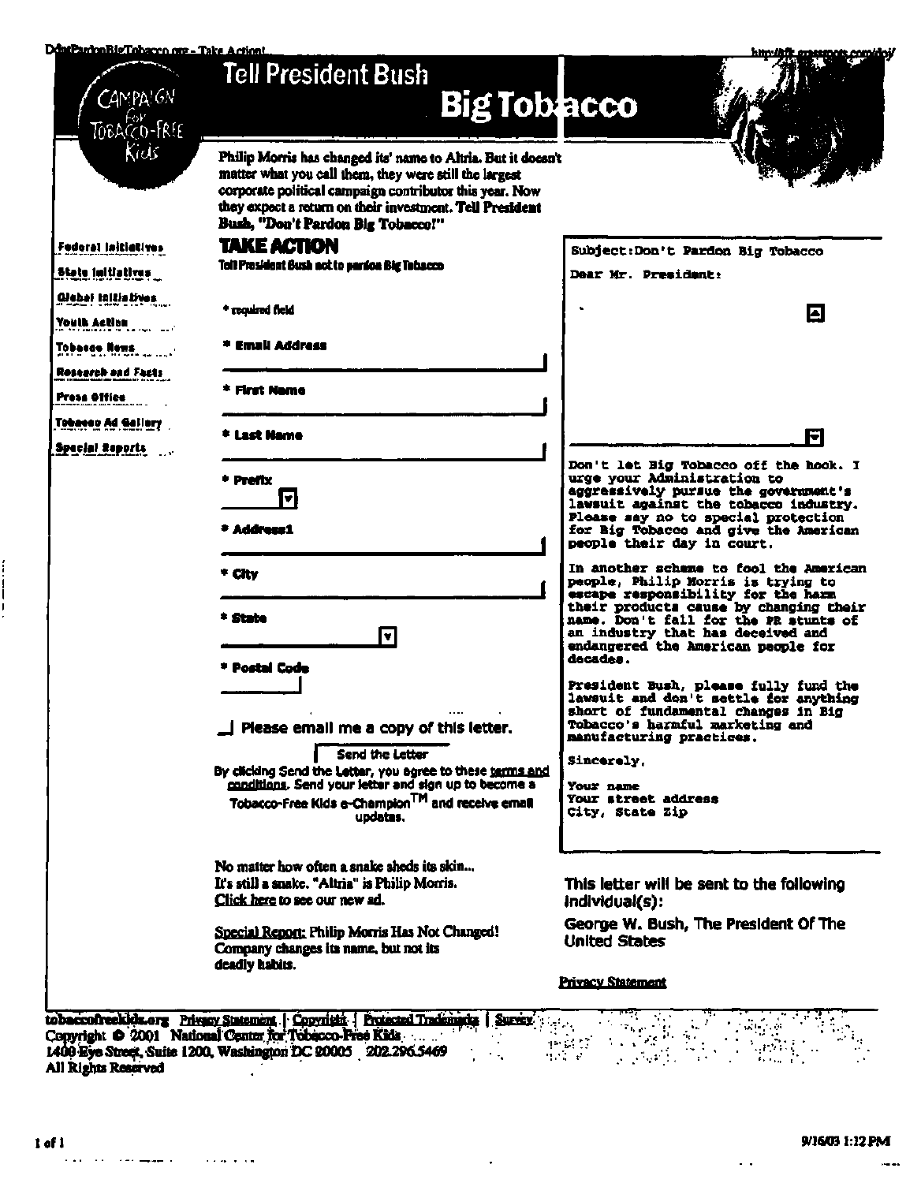# Tell President Bush

# Big Tobacco

CAMPAIGN for TOBACCO-FREE Kids

Philip Morris has changed its' name to Altria. But it doesn't matter what you call them, they were still the largest corporate political campaign contributor this year. Now they expect a return on their investment. Tell President Bush, "Don't Pardon Big Tobacco!"

- Federal Initiatives
- State Initiatives
- Global Initiatives
- Youth Action
- Tobacco News
- Research and Facts
- Press Office
- Tobacco Ad Gallery
- Special Reports

## TAKE ACTION

Tell President Bush not to pardon Big Tobacco

* required field

* Email Address

* First Name

* Last Name

* Prefix

* Address1

* City

* State

* Postal Code

Please email me a copy of this letter.

Send the Letter

By clicking Send the Letter, you agree to these terms and conditions. Send your letter and sign up to become a Tobacco-Free Kids e-Champion™ and receive email updates.

```
Subject:Don't Pardon Big Tobacco

Dear Mr. President:

Don't let Big Tobacco off the hook. I
urge your Administration to
aggressively pursue the government's
lawsuit against the tobacco industry.
Please say no to special protection
for Big Tobacco and give the American
people their day in court.

In another scheme to fool the American
people, Philip Morris is trying to
escape responsibility for the harm
their products cause by changing their
name. Don't fall for the PR stunts of
an industry that has deceived and
endangered the American people for
decades.

President Bush, please fully fund the
lawsuit and don't settle for anything
short of fundamental changes in Big
Tobacco's harmful marketing and
manufacturing practices.

Sincerely,

Your name
Your street address
City, State Zip
```

This letter will be sent to the following individual(s):

George W. Bush, The President Of The United States

Privacy Statement

No matter how often a snake sheds its skin... It's still a snake. "Altria" is Philip Morris. Click here to see our new ad.

Special Report: Philip Morris Has Not Changed! Company changes its name, but not its deadly habits.

tobaccofreekids.org Privacy Statement | Copyright | Protected Trademarks | Survey

Copyright © 2001 National Center for Tobacco-Free Kids

1400 Eye Street, Suite 1200, Washington DC 20005 202.296.5469

All Rights Reserved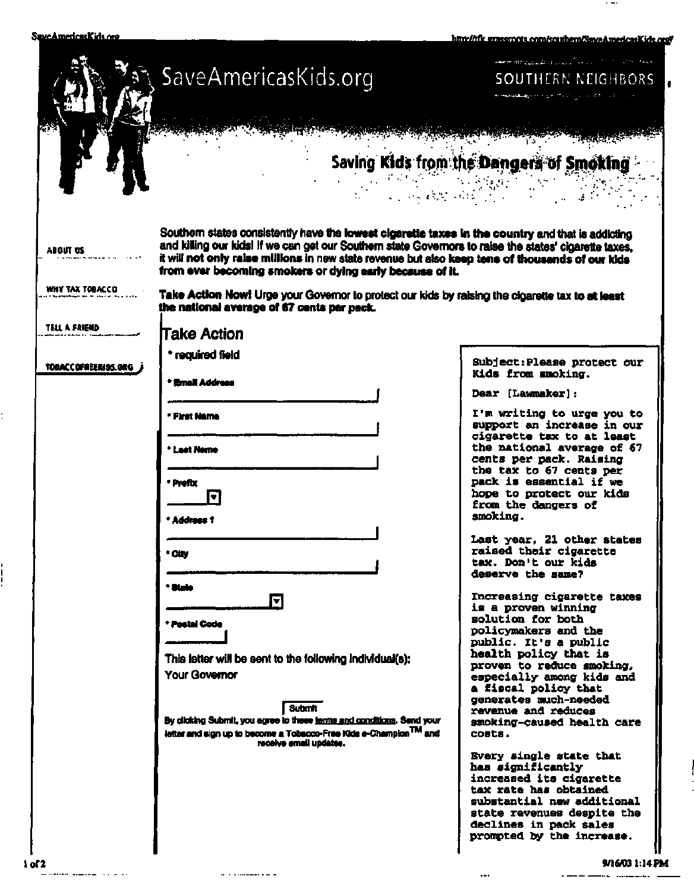# SaveAmericasKids.org

SOUTHERN NEIGHBORS

## Saving Kids from the Dangers of Smoking

- ABOUT US
- WHY TAX TOBACCO
- TELL A FRIEND
- TOBACCOFREEKIDS.ORG

**Southern states consistently have the lowest cigarette taxes in the country and that is addicting and killing our kids! If we can get our Southern state Governors to raise the states' cigarette taxes, it will not only raise millions in new state revenue but also keep tens of thousands of our kids from ever becoming smokers or dying early because of it.**

**Take Action Now! Urge your Governor to protect our kids by raising the cigarette tax to at least the national average of 67 cents per pack.**

## Take Action

\* required field

\* Email Address

\* First Name

\* Last Name

\* Prefix

\* Address 1

\* City

\* State

\* Postal Code

This letter will be sent to the following individual(s):
Your Governor

Submit

By clicking Submit, you agree to these terms and conditions. Send your letter and sign up to become a Tobacco-Free Kids e-Champion™ and receive email updates.

Subject: Please protect our Kids from smoking.

Dear [Lawmaker]:

I'm writing to urge you to support an increase in our cigarette tax to at least the national average of 67 cents per pack. Raising the tax to 67 cents per pack is essential if we hope to protect our kids from the dangers of smoking.

Last year, 21 other states raised their cigarette tax. Don't our kids deserve the same?

Increasing cigarette taxes is a proven winning solution for both policymakers and the public. It's a public health policy that is proven to reduce smoking, especially among kids and a fiscal policy that generates much-needed revenue and reduces smoking-caused health care costs.

Every single state that has significantly increased its cigarette tax rate has obtained substantial new additional state revenues despite the declines in pack sales prompted by the increase.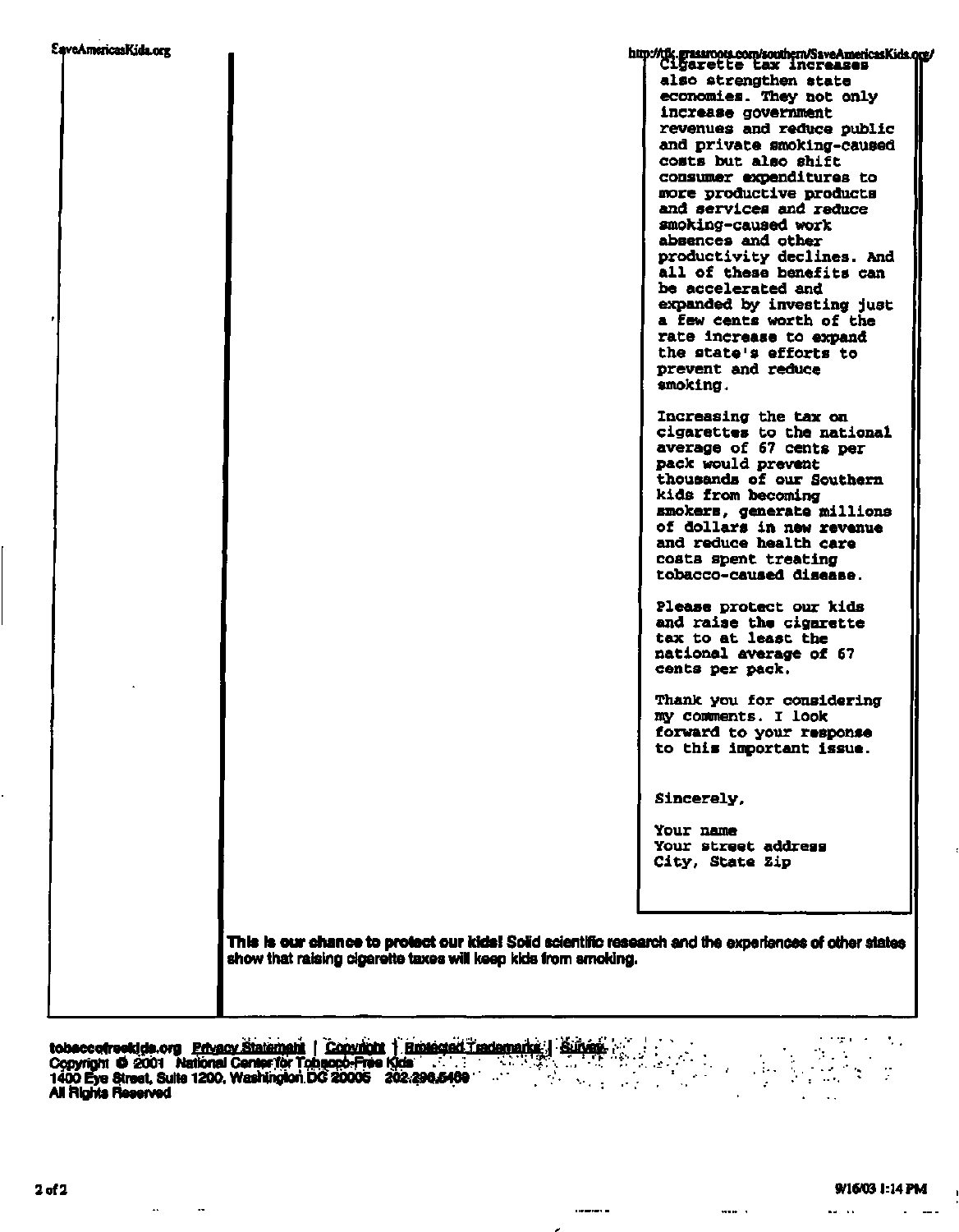Cigarette tax increases also strengthen state economies. They not only increase government revenues and reduce public and private smoking-caused costs but also shift consumer expenditures to more productive products and services and reduce smoking-caused work absences and other productivity declines. And all of these benefits can be accelerated and expanded by investing just a few cents worth of the rate increase to expand the state's efforts to prevent and reduce smoking.

Increasing the tax on cigarettes to the national average of 67 cents per pack would prevent thousands of our Southern kids from becoming smokers, generate millions of dollars in new revenue and reduce health care costs spent treating tobacco-caused disease.

Please protect our kids and raise the cigarette tax to at least the national average of 67 cents per pack.

Thank you for considering my comments. I look forward to your response to this important issue.

Sincerely,

Your name
Your street address
City, State Zip

**This is our chance to protect our kids! Solid scientific research and the experiences of other states show that raising cigarette taxes will keep kids from smoking.**

**tobaccofreekids.org** Privacy Statement | Copyright | Protected Trademarks | Survey
Copyright © 2001 National Center for Tobacco-Free Kids
1400 Eye Street, Suite 1200, Washington DC 20005 202.296.5469
All Rights Reserved